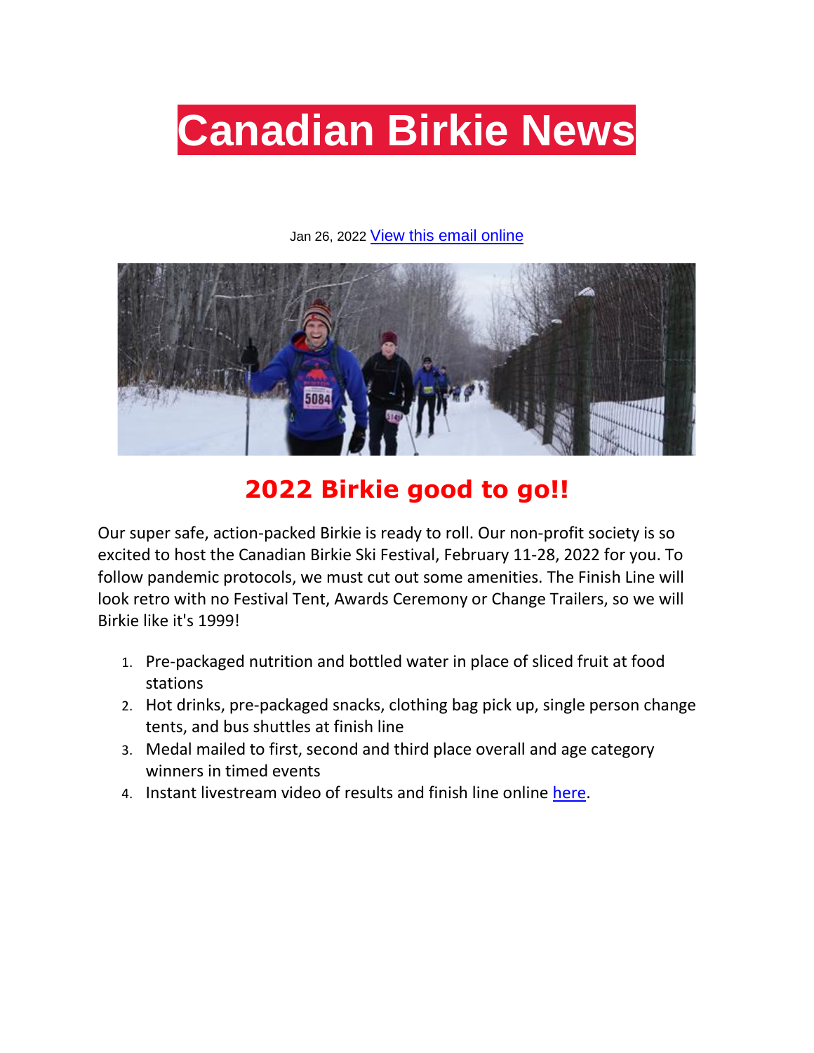# Canadian Birkie News

Jan 26, 2022 [View this email online]

## 2022 Birkie good to go!!

Our super safe, action-packed Birkie is ready to roll. Our non-profit society is so excited to host the Canadian Birkie Ski Festival, February 11-28, 2022 for you. To follow pandemic protocols, we must cut out some amenities. The Finish Line will look retro with no Festival Tent, Awards Ceremony or Change Trailers, so we will Birkie like it's 1999!

1. Pre-packaged nutrition and bottled water in place of sliced fruit at food stations
2. Hot drinks, pre-packaged snacks, clothing bag pick up, single person change tents, and bus shuttles at finish line
3. Medal mailed to first, second and third place overall and age category winners in timed events
4. Instant livestream video of results and finish line online [here].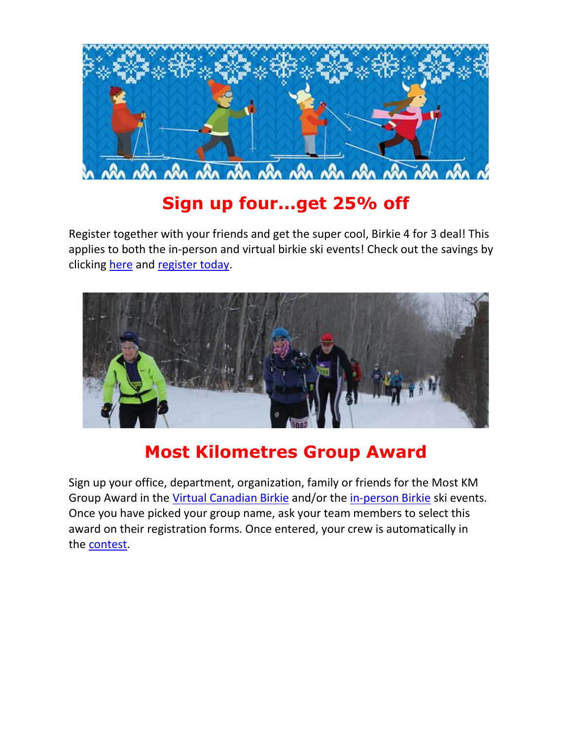## Sign up four...get 25% off

Register together with your friends and get the super cool, Birkie 4 for 3 deal! This applies to both the in-person and virtual birkie ski events! Check out the savings by clicking here and register today.

## Most Kilometres Group Award

Sign up your office, department, organization, family or friends for the Most KM Group Award in the Virtual Canadian Birkie and/or the in-person Birkie ski events. Once you have picked your group name, ask your team members to select this award on their registration forms. Once entered, your crew is automatically in the contest.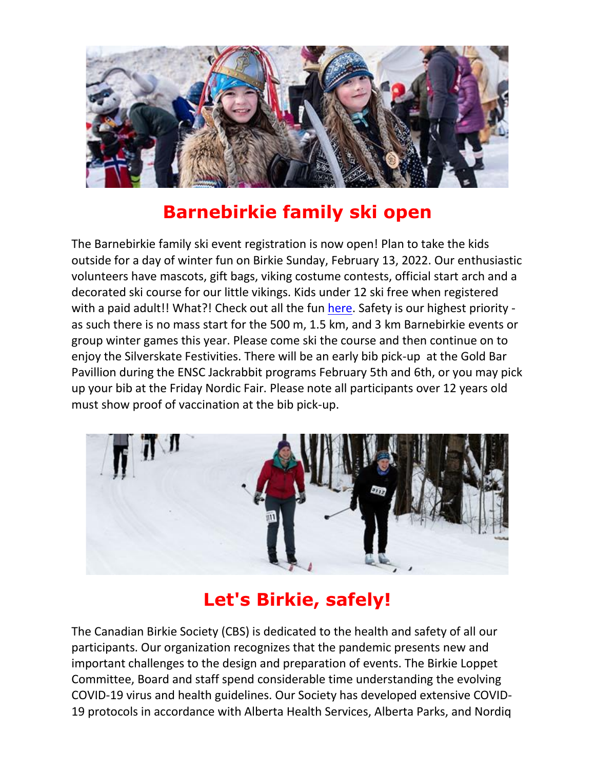## Barnebirkie family ski open

The Barnebirkie family ski event registration is now open! Plan to take the kids outside for a day of winter fun on Birkie Sunday, February 13, 2022. Our enthusiastic volunteers have mascots, gift bags, viking costume contests, official start arch and a decorated ski course for our little vikings. Kids under 12 ski free when registered with a paid adult!! What?! Check out all the fun here. Safety is our highest priority - as such there is no mass start for the 500 m, 1.5 km, and 3 km Barnebirkie events or group winter games this year. Please come ski the course and then continue on to enjoy the Silverskate Festivities. There will be an early bib pick-up at the Gold Bar Pavillion during the ENSC Jackrabbit programs February 5th and 6th, or you may pick up your bib at the Friday Nordic Fair. Please note all participants over 12 years old must show proof of vaccination at the bib pick-up.

## Let's Birkie, safely!

The Canadian Birkie Society (CBS) is dedicated to the health and safety of all our participants. Our organization recognizes that the pandemic presents new and important challenges to the design and preparation of events. The Birkie Loppet Committee, Board and staff spend considerable time understanding the evolving COVID-19 virus and health guidelines. Our Society has developed extensive COVID-19 protocols in accordance with Alberta Health Services, Alberta Parks, and Nordiq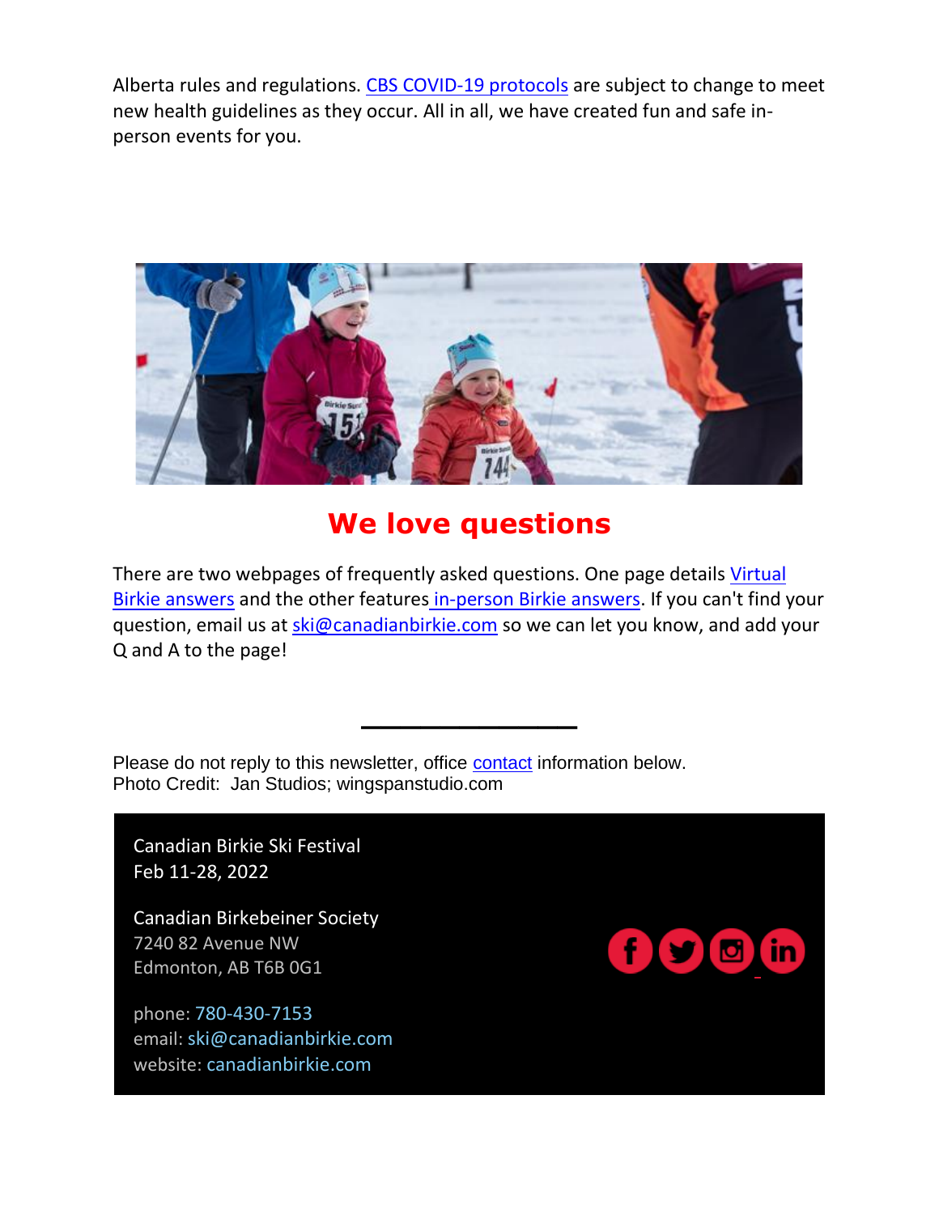Alberta rules and regulations. CBS COVID-19 protocols are subject to change to meet new health guidelines as they occur. All in all, we have created fun and safe in-person events for you.

## We love questions

There are two webpages of frequently asked questions. One page details Virtual Birkie answers and the other features in-person Birkie answers. If you can't find your question, email us at ski@canadianbirkie.com so we can let you know, and add your Q and A to the page!

---

Please do not reply to this newsletter, office contact information below.
Photo Credit: Jan Studios; wingspanstudio.com

Canadian Birkie Ski Festival
Feb 11-28, 2022

Canadian Birkebeiner Society
7240 82 Avenue NW
Edmonton, AB T6B 0G1

phone: 780-430-7153
email: ski@canadianbirkie.com
website: canadianbirkie.com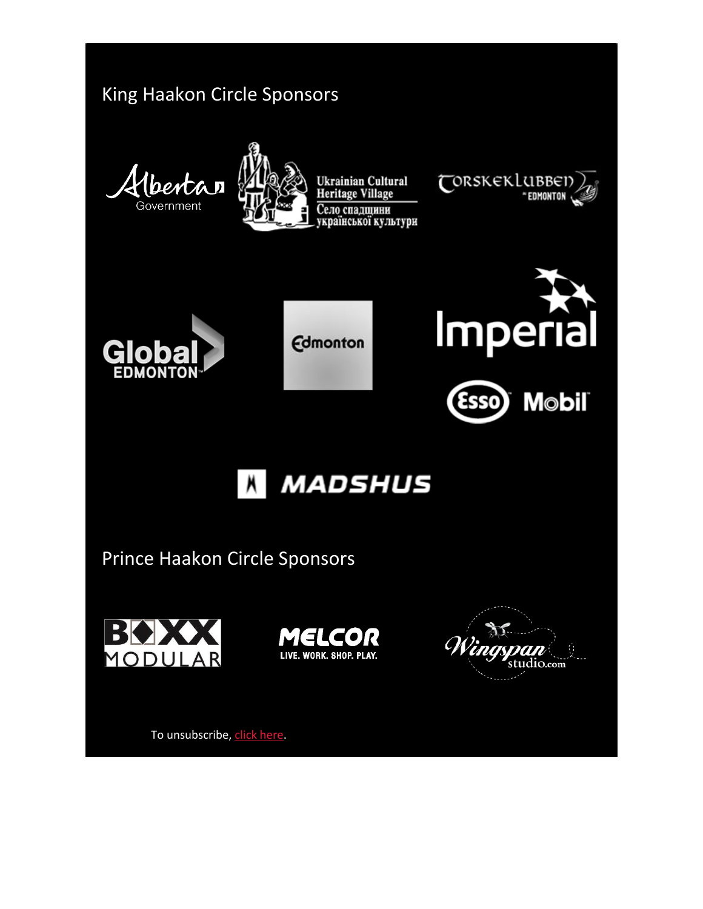## King Haakon Circle Sponsors

Alberta Government

Ukrainian Cultural Heritage Village

Село спадщини української культури

Torskeklubben Edmonton

Global Edmonton

Edmonton

Imperial

Esso Mobil

MADSHUS

## Prince Haakon Circle Sponsors

BOXX MODULAR

MELCOR LIVE. WORK. SHOP. PLAY.

Wingspan studio.com

To unsubscribe, click here.